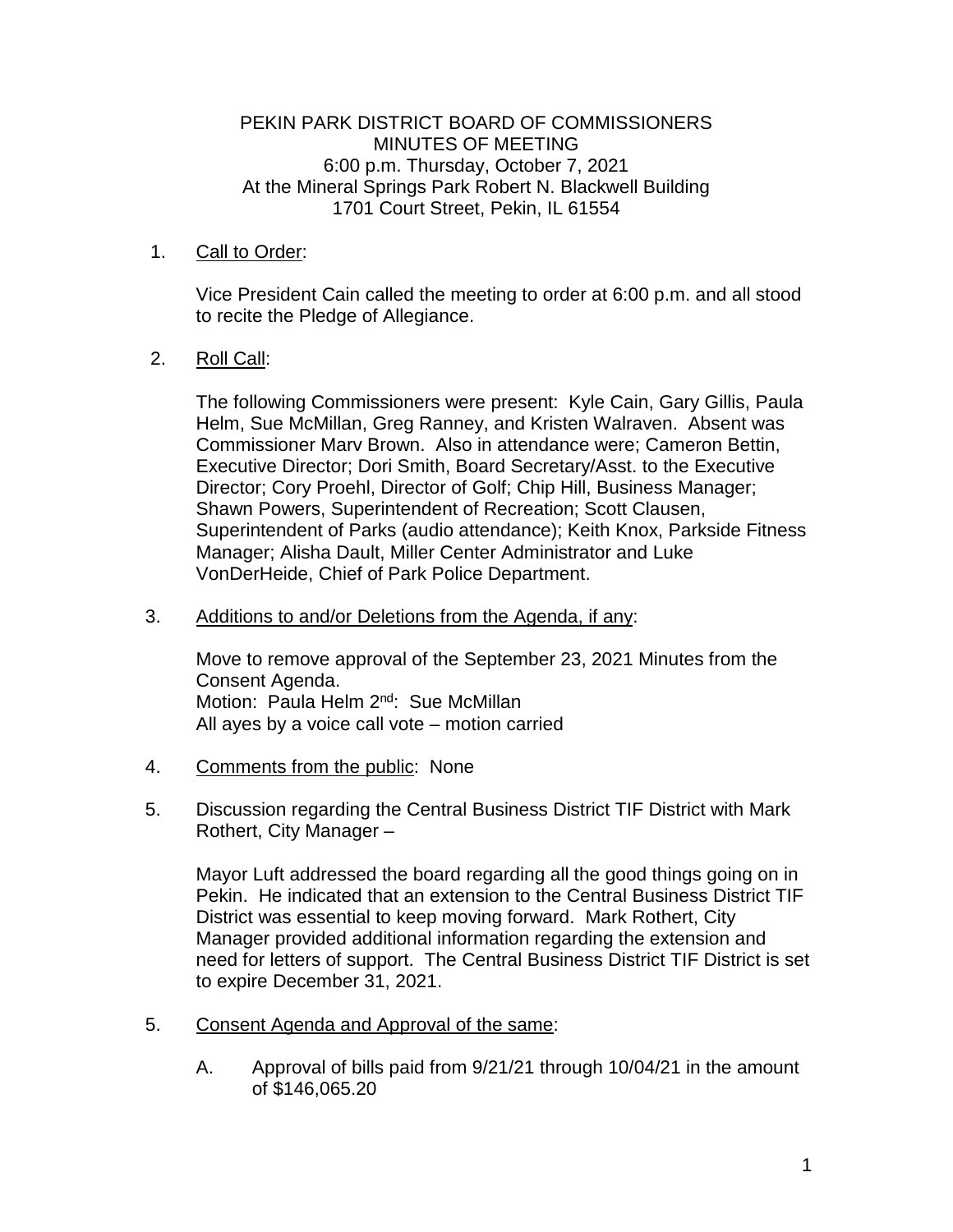PEKIN PARK DISTRICT BOARD OF COMMISSIONERS
MINUTES OF MEETING
6:00 p.m. Thursday, October 7, 2021
At the Mineral Springs Park Robert N. Blackwell Building
1701 Court Street, Pekin, IL 61554

1. Call to Order:

   Vice President Cain called the meeting to order at 6:00 p.m. and all stood to recite the Pledge of Allegiance.

2. Roll Call:

   The following Commissioners were present: Kyle Cain, Gary Gillis, Paula Helm, Sue McMillan, Greg Ranney, and Kristen Walraven. Absent was Commissioner Marv Brown. Also in attendance were; Cameron Bettin, Executive Director; Dori Smith, Board Secretary/Asst. to the Executive Director; Cory Proehl, Director of Golf; Chip Hill, Business Manager; Shawn Powers, Superintendent of Recreation; Scott Clausen, Superintendent of Parks (audio attendance); Keith Knox, Parkside Fitness Manager; Alisha Dault, Miller Center Administrator and Luke VonDerHeide, Chief of Park Police Department.

3. Additions to and/or Deletions from the Agenda, if any:

   Move to remove approval of the September 23, 2021 Minutes from the Consent Agenda.
   Motion: Paula Helm 2nd: Sue McMillan
   All ayes by a voice call vote – motion carried

4. Comments from the public: None

5. Discussion regarding the Central Business District TIF District with Mark Rothert, City Manager –

   Mayor Luft addressed the board regarding all the good things going on in Pekin. He indicated that an extension to the Central Business District TIF District was essential to keep moving forward. Mark Rothert, City Manager provided additional information regarding the extension and need for letters of support. The Central Business District TIF District is set to expire December 31, 2021.

5. Consent Agenda and Approval of the same:

   A. Approval of bills paid from 9/21/21 through 10/04/21 in the amount of $146,065.20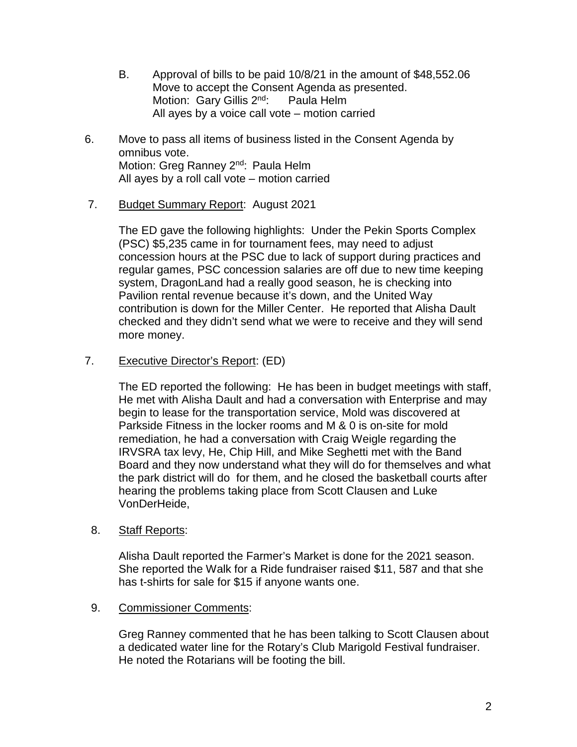B. Approval of bills to be paid 10/8/21 in the amount of $48,552.06
Move to accept the Consent Agenda as presented.
Motion: Gary Gillis 2nd: Paula Helm
All ayes by a voice call vote – motion carried

6. Move to pass all items of business listed in the Consent Agenda by omnibus vote.
Motion: Greg Ranney 2nd: Paula Helm
All ayes by a roll call vote – motion carried

7. <u>Budget Summary Report</u>: August 2021

The ED gave the following highlights: Under the Pekin Sports Complex (PSC) $5,235 came in for tournament fees, may need to adjust concession hours at the PSC due to lack of support during practices and regular games, PSC concession salaries are off due to new time keeping system, DragonLand had a really good season, he is checking into Pavilion rental revenue because it's down, and the United Way contribution is down for the Miller Center. He reported that Alisha Dault checked and they didn't send what we were to receive and they will send more money.

7. <u>Executive Director's Report</u>: (ED)

The ED reported the following: He has been in budget meetings with staff, He met with Alisha Dault and had a conversation with Enterprise and may begin to lease for the transportation service, Mold was discovered at Parkside Fitness in the locker rooms and M & 0 is on-site for mold remediation, he had a conversation with Craig Weigle regarding the IRVSRA tax levy, He, Chip Hill, and Mike Seghetti met with the Band Board and they now understand what they will do for themselves and what the park district will do for them, and he closed the basketball courts after hearing the problems taking place from Scott Clausen and Luke VonDerHeide,

8. <u>Staff Reports</u>:

Alisha Dault reported the Farmer's Market is done for the 2021 season. She reported the Walk for a Ride fundraiser raised $11, 587 and that she has t-shirts for sale for $15 if anyone wants one.

9. <u>Commissioner Comments</u>:

Greg Ranney commented that he has been talking to Scott Clausen about a dedicated water line for the Rotary's Club Marigold Festival fundraiser. He noted the Rotarians will be footing the bill.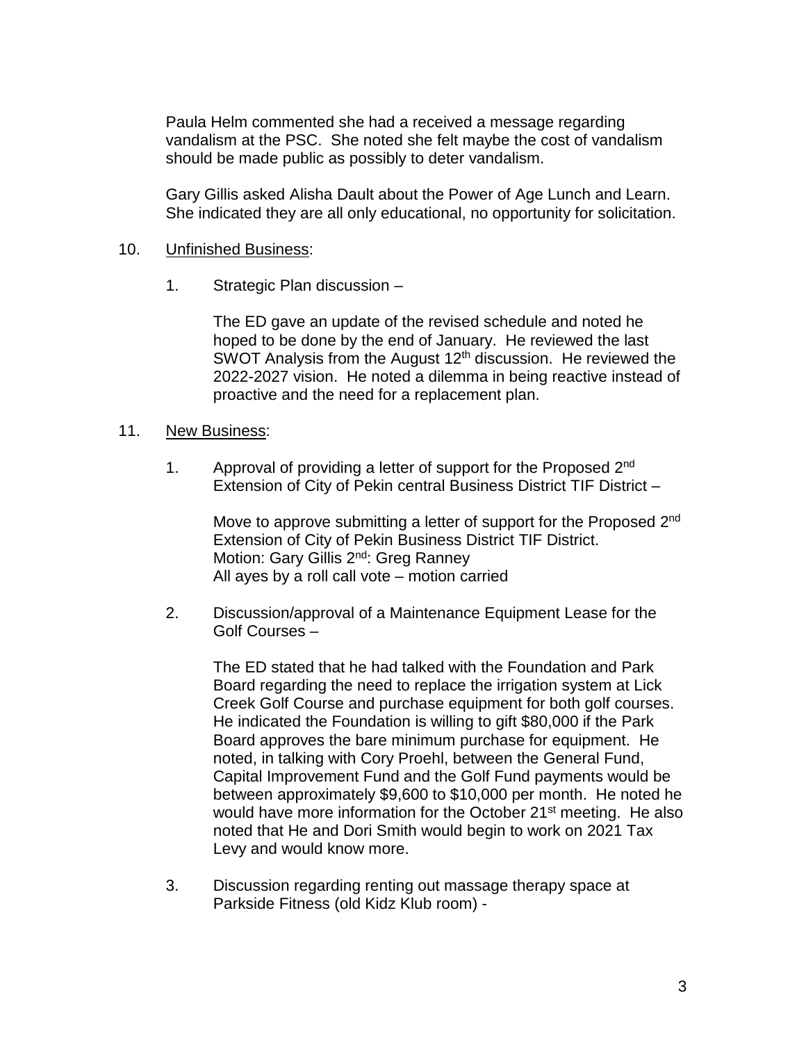Paula Helm commented she had a received a message regarding vandalism at the PSC. She noted she felt maybe the cost of vandalism should be made public as possibly to deter vandalism.

Gary Gillis asked Alisha Dault about the Power of Age Lunch and Learn. She indicated they are all only educational, no opportunity for solicitation.

10. Unfinished Business:

    1. Strategic Plan discussion –

       The ED gave an update of the revised schedule and noted he hoped to be done by the end of January. He reviewed the last SWOT Analysis from the August 12th discussion. He reviewed the 2022-2027 vision. He noted a dilemma in being reactive instead of proactive and the need for a replacement plan.

11. New Business:

    1. Approval of providing a letter of support for the Proposed 2nd Extension of City of Pekin central Business District TIF District –

       Move to approve submitting a letter of support for the Proposed 2nd Extension of City of Pekin Business District TIF District.
       Motion: Gary Gillis 2nd: Greg Ranney
       All ayes by a roll call vote – motion carried

    2. Discussion/approval of a Maintenance Equipment Lease for the Golf Courses –

       The ED stated that he had talked with the Foundation and Park Board regarding the need to replace the irrigation system at Lick Creek Golf Course and purchase equipment for both golf courses. He indicated the Foundation is willing to gift $80,000 if the Park Board approves the bare minimum purchase for equipment. He noted, in talking with Cory Proehl, between the General Fund, Capital Improvement Fund and the Golf Fund payments would be between approximately $9,600 to $10,000 per month. He noted he would have more information for the October 21st meeting. He also noted that He and Dori Smith would begin to work on 2021 Tax Levy and would know more.

    3. Discussion regarding renting out massage therapy space at Parkside Fitness (old Kidz Klub room) -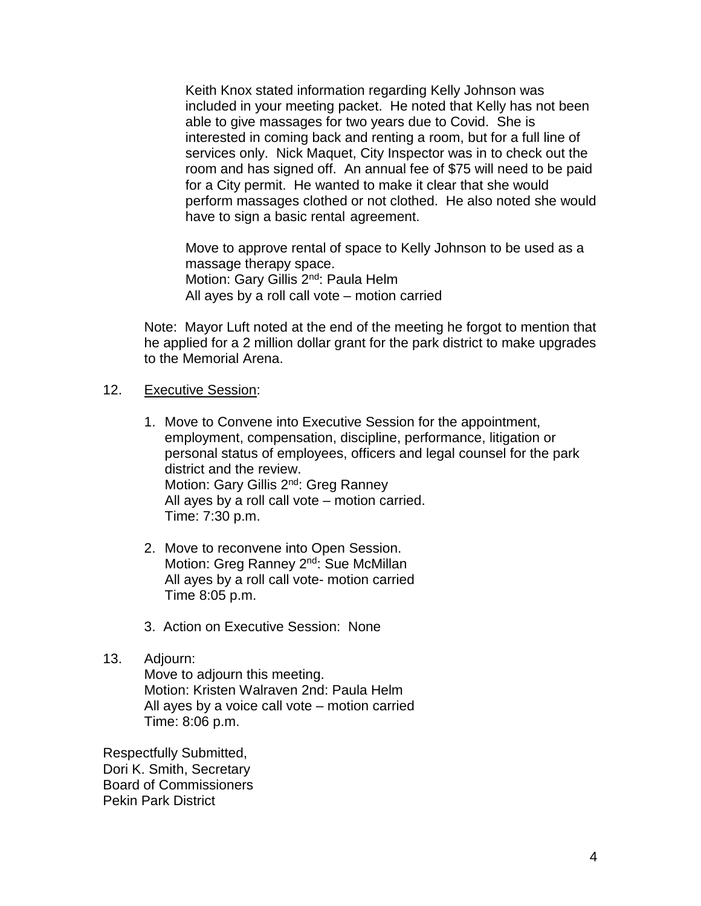Keith Knox stated information regarding Kelly Johnson was included in your meeting packet. He noted that Kelly has not been able to give massages for two years due to Covid. She is interested in coming back and renting a room, but for a full line of services only. Nick Maquet, City Inspector was in to check out the room and has signed off. An annual fee of $75 will need to be paid for a City permit. He wanted to make it clear that she would perform massages clothed or not clothed. He also noted she would have to sign a basic rental agreement.

Move to approve rental of space to Kelly Johnson to be used as a massage therapy space.
Motion: Gary Gillis 2nd: Paula Helm
All ayes by a roll call vote – motion carried

Note: Mayor Luft noted at the end of the meeting he forgot to mention that he applied for a 2 million dollar grant for the park district to make upgrades to the Memorial Arena.

12. Executive Session:

1. Move to Convene into Executive Session for the appointment, employment, compensation, discipline, performance, litigation or personal status of employees, officers and legal counsel for the park district and the review.
   Motion: Gary Gillis 2nd: Greg Ranney
   All ayes by a roll call vote – motion carried.
   Time: 7:30 p.m.

2. Move to reconvene into Open Session.
   Motion: Greg Ranney 2nd: Sue McMillan
   All ayes by a roll call vote- motion carried
   Time 8:05 p.m.

3. Action on Executive Session: None

13. Adjourn:
    Move to adjourn this meeting.
    Motion: Kristen Walraven 2nd: Paula Helm
    All ayes by a voice call vote – motion carried
    Time: 8:06 p.m.

Respectfully Submitted,
Dori K. Smith, Secretary
Board of Commissioners
Pekin Park District